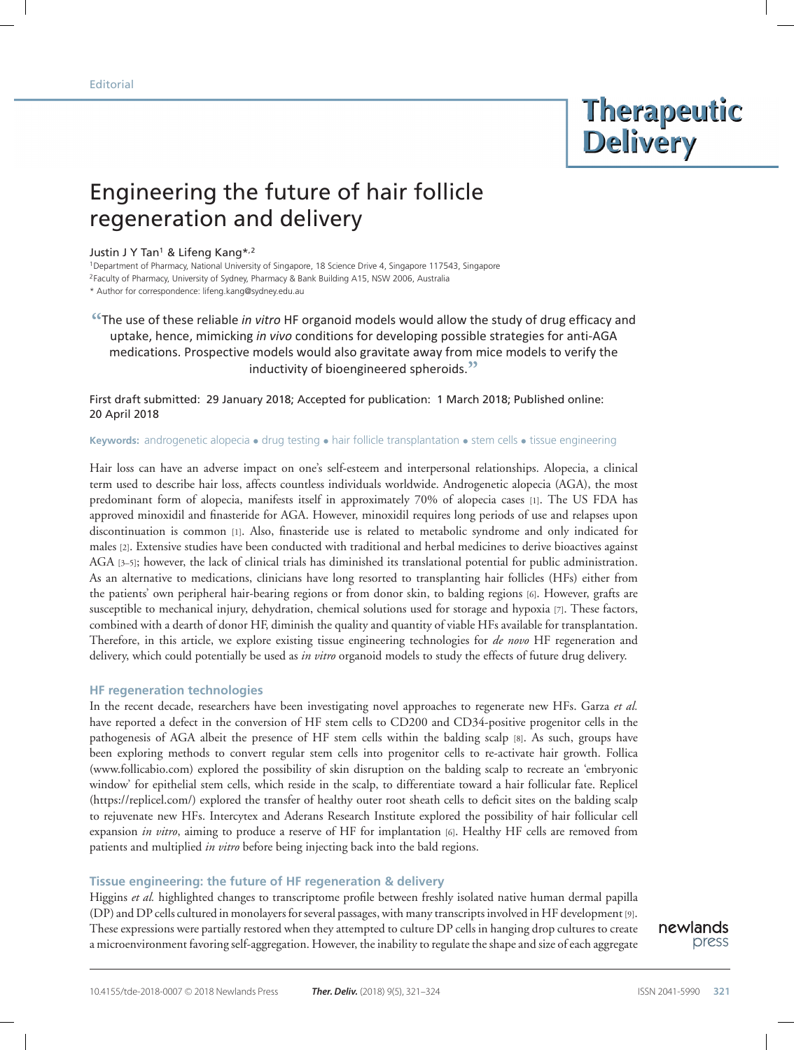Editorial

# Engineering the future of hair follicle regeneration and delivery

Justin J Y Tan[1] & Lifeng Kang*[,2]

[1]Department of Pharmacy, National University of Singapore, 18 Science Drive 4, Singapore 117543, Singapore
[2]Faculty of Pharmacy, University of Sydney, Pharmacy & Bank Building A15, NSW 2006, Australia
* Author for correspondence: lifeng.kang@sydney.edu.au

> "The use of these reliable *in vitro* HF organoid models would allow the study of drug efficacy and uptake, hence, mimicking *in vivo* conditions for developing possible strategies for anti-AGA medications. Prospective models would also gravitate away from mice models to verify the inductivity of bioengineered spheroids."

First draft submitted: 29 January 2018; Accepted for publication: 1 March 2018; Published online: 20 April 2018

**Keywords:** androgenetic alopecia • drug testing • hair follicle transplantation • stem cells • tissue engineering

Hair loss can have an adverse impact on one's self-esteem and interpersonal relationships. Alopecia, a clinical term used to describe hair loss, affects countless individuals worldwide. Androgenetic alopecia (AGA), the most predominant form of alopecia, manifests itself in approximately 70% of alopecia cases [1]. The US FDA has approved minoxidil and finasteride for AGA. However, minoxidil requires long periods of use and relapses upon discontinuation is common [1]. Also, finasteride use is related to metabolic syndrome and only indicated for males [2]. Extensive studies have been conducted with traditional and herbal medicines to derive bioactives against AGA [3–5]; however, the lack of clinical trials has diminished its translational potential for public administration. As an alternative to medications, clinicians have long resorted to transplanting hair follicles (HFs) either from the patients' own peripheral hair-bearing regions or from donor skin, to balding regions [6]. However, grafts are susceptible to mechanical injury, dehydration, chemical solutions used for storage and hypoxia [7]. These factors, combined with a dearth of donor HF, diminish the quality and quantity of viable HFs available for transplantation. Therefore, in this article, we explore existing tissue engineering technologies for *de novo* HF regeneration and delivery, which could potentially be used as *in vitro* organoid models to study the effects of future drug delivery.

## HF regeneration technologies

In the recent decade, researchers have been investigating novel approaches to regenerate new HFs. Garza *et al.* have reported a defect in the conversion of HF stem cells to CD200 and CD34-positive progenitor cells in the pathogenesis of AGA albeit the presence of HF stem cells within the balding scalp [8]. As such, groups have been exploring methods to convert regular stem cells into progenitor cells to re-activate hair growth. Follica (www.follicabio.com) explored the possibility of skin disruption on the balding scalp to recreate an 'embryonic window' for epithelial stem cells, which reside in the scalp, to differentiate toward a hair follicular fate. Replicel (https://replicel.com/) explored the transfer of healthy outer root sheath cells to deficit sites on the balding scalp to rejuvenate new HFs. Intercytex and Aderans Research Institute explored the possibility of hair follicular cell expansion *in vitro*, aiming to produce a reserve of HF for implantation [6]. Healthy HF cells are removed from patients and multiplied *in vitro* before being injecting back into the bald regions.

## Tissue engineering: the future of HF regeneration & delivery

Higgins *et al.* highlighted changes to transcriptome profile between freshly isolated native human dermal papilla (DP) and DP cells cultured in monolayers for several passages, with many transcripts involved in HF development [9]. These expressions were partially restored when they attempted to culture DP cells in hanging drop cultures to create a microenvironment favoring self-aggregation. However, the inability to regulate the shape and size of each aggregate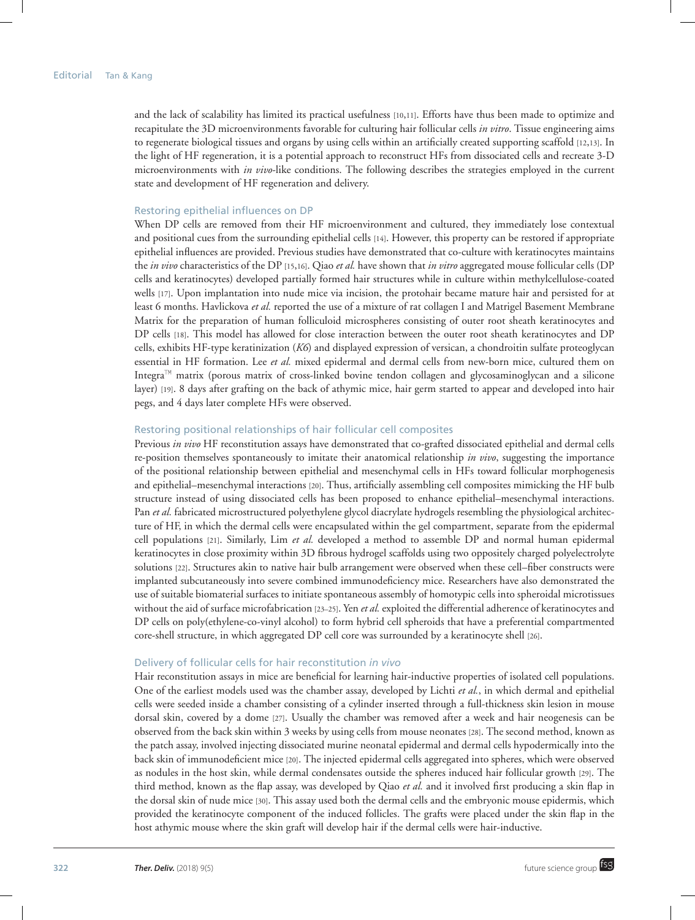and the lack of scalability has limited its practical usefulness [10,11]. Efforts have thus been made to optimize and recapitulate the 3D microenvironments favorable for culturing hair follicular cells *in vitro*. Tissue engineering aims to regenerate biological tissues and organs by using cells within an artificially created supporting scaffold [12,13]. In the light of HF regeneration, it is a potential approach to reconstruct HFs from dissociated cells and recreate 3-D microenvironments with *in vivo*-like conditions. The following describes the strategies employed in the current state and development of HF regeneration and delivery.

## Restoring epithelial influences on DP

When DP cells are removed from their HF microenvironment and cultured, they immediately lose contextual and positional cues from the surrounding epithelial cells [14]. However, this property can be restored if appropriate epithelial influences are provided. Previous studies have demonstrated that co-culture with keratinocytes maintains the *in vivo* characteristics of the DP [15,16]. Qiao *et al.* have shown that *in vitro* aggregated mouse follicular cells (DP cells and keratinocytes) developed partially formed hair structures while in culture within methylcellulose-coated wells [17]. Upon implantation into nude mice via incision, the protohair became mature hair and persisted for at least 6 months. Havlickova *et al.* reported the use of a mixture of rat collagen I and Matrigel Basement Membrane Matrix for the preparation of human folliculoid microspheres consisting of outer root sheath keratinocytes and DP cells [18]. This model has allowed for close interaction between the outer root sheath keratinocytes and DP cells, exhibits HF-type keratinization (*K6*) and displayed expression of versican, a chondroitin sulfate proteoglycan essential in HF formation. Lee *et al.* mixed epidermal and dermal cells from new-born mice, cultured them on Integra™ matrix (porous matrix of cross-linked bovine tendon collagen and glycosaminoglycan and a silicone layer) [19]. 8 days after grafting on the back of athymic mice, hair germ started to appear and developed into hair pegs, and 4 days later complete HFs were observed.

## Restoring positional relationships of hair follicular cell composites

Previous *in vivo* HF reconstitution assays have demonstrated that co-grafted dissociated epithelial and dermal cells re-position themselves spontaneously to imitate their anatomical relationship *in vivo*, suggesting the importance of the positional relationship between epithelial and mesenchymal cells in HFs toward follicular morphogenesis and epithelial–mesenchymal interactions [20]. Thus, artificially assembling cell composites mimicking the HF bulb structure instead of using dissociated cells has been proposed to enhance epithelial–mesenchymal interactions. Pan *et al.* fabricated microstructured polyethylene glycol diacrylate hydrogels resembling the physiological architecture of HF, in which the dermal cells were encapsulated within the gel compartment, separate from the epidermal cell populations [21]. Similarly, Lim *et al.* developed a method to assemble DP and normal human epidermal keratinocytes in close proximity within 3D fibrous hydrogel scaffolds using two oppositely charged polyelectrolyte solutions [22]. Structures akin to native hair bulb arrangement were observed when these cell–fiber constructs were implanted subcutaneously into severe combined immunodeficiency mice. Researchers have also demonstrated the use of suitable biomaterial surfaces to initiate spontaneous assembly of homotypic cells into spheroidal microtissues without the aid of surface microfabrication [23–25]. Yen *et al.* exploited the differential adherence of keratinocytes and DP cells on poly(ethylene-co-vinyl alcohol) to form hybrid cell spheroids that have a preferential compartmented core-shell structure, in which aggregated DP cell core was surrounded by a keratinocyte shell [26].

## Delivery of follicular cells for hair reconstitution *in vivo*

Hair reconstitution assays in mice are beneficial for learning hair-inductive properties of isolated cell populations. One of the earliest models used was the chamber assay, developed by Lichti *et al.*, in which dermal and epithelial cells were seeded inside a chamber consisting of a cylinder inserted through a full-thickness skin lesion in mouse dorsal skin, covered by a dome [27]. Usually the chamber was removed after a week and hair neogenesis can be observed from the back skin within 3 weeks by using cells from mouse neonates [28]. The second method, known as the patch assay, involved injecting dissociated murine neonatal epidermal and dermal cells hypodermically into the back skin of immunodeficient mice [20]. The injected epidermal cells aggregated into spheres, which were observed as nodules in the host skin, while dermal condensates outside the spheres induced hair follicular growth [29]. The third method, known as the flap assay, was developed by Qiao *et al.* and it involved first producing a skin flap in the dorsal skin of nude mice [30]. This assay used both the dermal cells and the embryonic mouse epidermis, which provided the keratinocyte component of the induced follicles. The grafts were placed under the skin flap in the host athymic mouse where the skin graft will develop hair if the dermal cells were hair-inductive.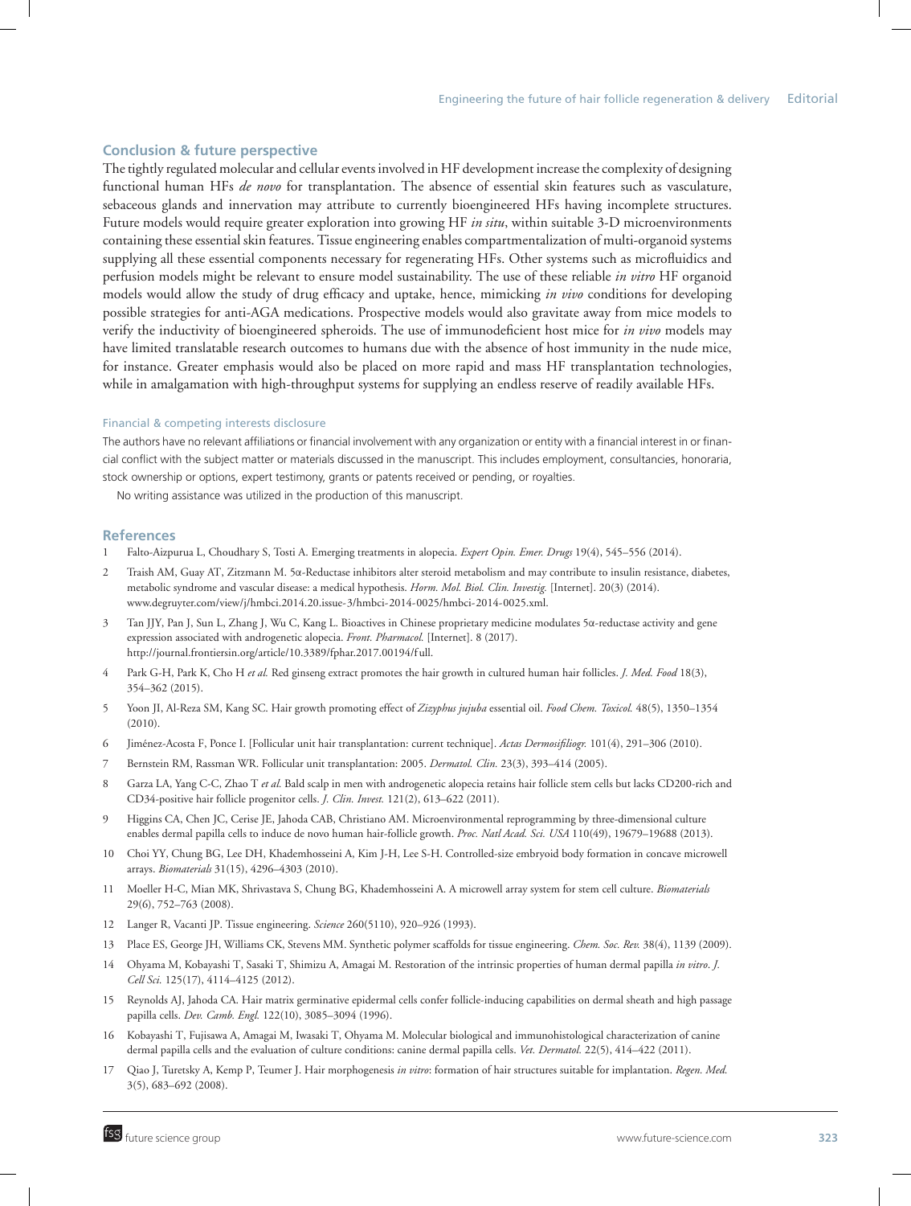## Conclusion & future perspective

The tightly regulated molecular and cellular events involved in HF development increase the complexity of designing functional human HFs *de novo* for transplantation. The absence of essential skin features such as vasculature, sebaceous glands and innervation may attribute to currently bioengineered HFs having incomplete structures. Future models would require greater exploration into growing HF *in situ*, within suitable 3-D microenvironments containing these essential skin features. Tissue engineering enables compartmentalization of multi-organoid systems supplying all these essential components necessary for regenerating HFs. Other systems such as microfluidics and perfusion models might be relevant to ensure model sustainability. The use of these reliable *in vitro* HF organoid models would allow the study of drug efficacy and uptake, hence, mimicking *in vivo* conditions for developing possible strategies for anti-AGA medications. Prospective models would also gravitate away from mice models to verify the inductivity of bioengineered spheroids. The use of immunodeficient host mice for *in vivo* models may have limited translatable research outcomes to humans due with the absence of host immunity in the nude mice, for instance. Greater emphasis would also be placed on more rapid and mass HF transplantation technologies, while in amalgamation with high-throughput systems for supplying an endless reserve of readily available HFs.

### Financial & competing interests disclosure

The authors have no relevant affiliations or financial involvement with any organization or entity with a financial interest in or financial conflict with the subject matter or materials discussed in the manuscript. This includes employment, consultancies, honoraria, stock ownership or options, expert testimony, grants or patents received or pending, or royalties.

No writing assistance was utilized in the production of this manuscript.

## References

1. Falto-Aizpurua L, Choudhary S, Tosti A. Emerging treatments in alopecia. *Expert Opin. Emer. Drugs* 19(4), 545–556 (2014).
2. Traish AM, Guay AT, Zitzmann M. 5α-Reductase inhibitors alter steroid metabolism and may contribute to insulin resistance, diabetes, metabolic syndrome and vascular disease: a medical hypothesis. *Horm. Mol. Biol. Clin. Investig.* [Internet]. 20(3) (2014). www.degruyter.com/view/j/hmbci.2014.20.issue-3/hmbci-2014-0025/hmbci-2014-0025.xml.
3. Tan JJY, Pan J, Sun L, Zhang J, Wu C, Kang L. Bioactives in Chinese proprietary medicine modulates 5α-reductase activity and gene expression associated with androgenetic alopecia. *Front. Pharmacol.* [Internet]. 8 (2017). http://journal.frontiersin.org/article/10.3389/fphar.2017.00194/full.
4. Park G-H, Park K, Cho H *et al.* Red ginseng extract promotes the hair growth in cultured human hair follicles. *J. Med. Food* 18(3), 354–362 (2015).
5. Yoon JI, Al-Reza SM, Kang SC. Hair growth promoting effect of *Zizyphus jujuba* essential oil. *Food Chem. Toxicol.* 48(5), 1350–1354 (2010).
6. Jiménez-Acosta F, Ponce I. [Follicular unit hair transplantation: current technique]. *Actas Dermosifiliogr.* 101(4), 291–306 (2010).
7. Bernstein RM, Rassman WR. Follicular unit transplantation: 2005. *Dermatol. Clin.* 23(3), 393–414 (2005).
8. Garza LA, Yang C-C, Zhao T *et al.* Bald scalp in men with androgenetic alopecia retains hair follicle stem cells but lacks CD200-rich and CD34-positive hair follicle progenitor cells. *J. Clin. Invest.* 121(2), 613–622 (2011).
9. Higgins CA, Chen JC, Cerise JE, Jahoda CAB, Christiano AM. Microenvironmental reprogramming by three-dimensional culture enables dermal papilla cells to induce de novo human hair-follicle growth. *Proc. Natl Acad. Sci. USA* 110(49), 19679–19688 (2013).
10. Choi YY, Chung BG, Lee DH, Khademhosseini A, Kim J-H, Lee S-H. Controlled-size embryoid body formation in concave microwell arrays. *Biomaterials* 31(15), 4296–4303 (2010).
11. Moeller H-C, Mian MK, Shrivastava S, Chung BG, Khademhosseini A. A microwell array system for stem cell culture. *Biomaterials* 29(6), 752–763 (2008).
12. Langer R, Vacanti JP. Tissue engineering. *Science* 260(5110), 920–926 (1993).
13. Place ES, George JH, Williams CK, Stevens MM. Synthetic polymer scaffolds for tissue engineering. *Chem. Soc. Rev.* 38(4), 1139 (2009).
14. Ohyama M, Kobayashi T, Sasaki T, Shimizu A, Amagai M. Restoration of the intrinsic properties of human dermal papilla *in vitro*. *J. Cell Sci.* 125(17), 4114–4125 (2012).
15. Reynolds AJ, Jahoda CA. Hair matrix germinative epidermal cells confer follicle-inducing capabilities on dermal sheath and high passage papilla cells. *Dev. Camb. Engl.* 122(10), 3085–3094 (1996).
16. Kobayashi T, Fujisawa A, Amagai M, Iwasaki T, Ohyama M. Molecular biological and immunohistological characterization of canine dermal papilla cells and the evaluation of culture conditions: canine dermal papilla cells. *Vet. Dermatol.* 22(5), 414–422 (2011).
17. Qiao J, Turetsky A, Kemp P, Teumer J. Hair morphogenesis *in vitro*: formation of hair structures suitable for implantation. *Regen. Med.* 3(5), 683–692 (2008).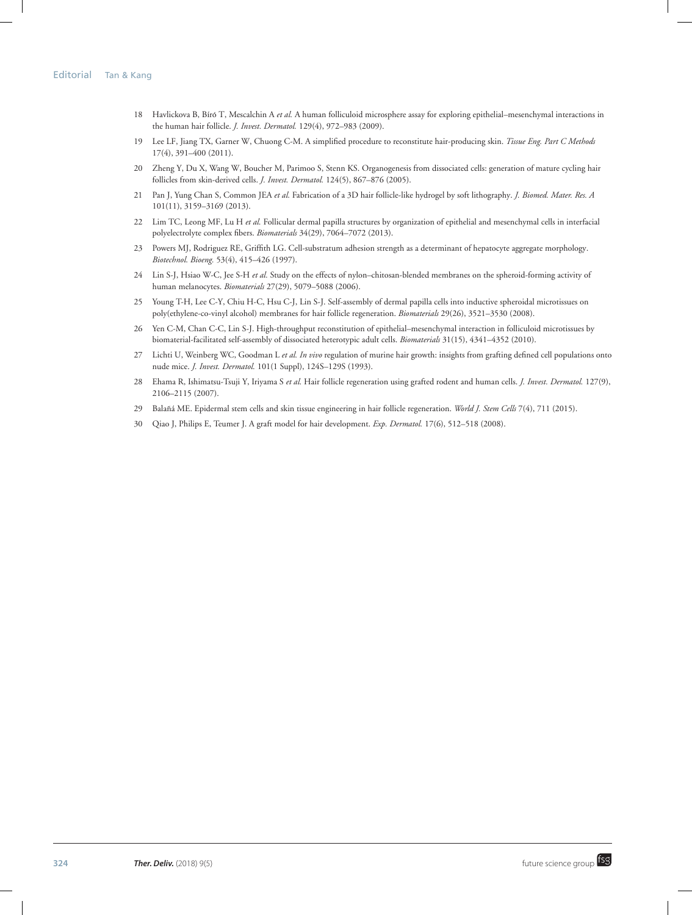18 Havlickova B, Bíró T, Mescalchin A *et al.* A human folliculoid microsphere assay for exploring epithelial–mesenchymal interactions in the human hair follicle. *J. Invest. Dermatol.* 129(4), 972–983 (2009).

19 Lee LF, Jiang TX, Garner W, Chuong C-M. A simplified procedure to reconstitute hair-producing skin. *Tissue Eng. Part C Methods* 17(4), 391–400 (2011).

20 Zheng Y, Du X, Wang W, Boucher M, Parimoo S, Stenn KS. Organogenesis from dissociated cells: generation of mature cycling hair follicles from skin-derived cells. *J. Invest. Dermatol.* 124(5), 867–876 (2005).

21 Pan J, Yung Chan S, Common JEA *et al.* Fabrication of a 3D hair follicle-like hydrogel by soft lithography. *J. Biomed. Mater. Res. A* 101(11), 3159–3169 (2013).

22 Lim TC, Leong MF, Lu H *et al.* Follicular dermal papilla structures by organization of epithelial and mesenchymal cells in interfacial polyelectrolyte complex fibers. *Biomaterials* 34(29), 7064–7072 (2013).

23 Powers MJ, Rodriguez RE, Griffith LG. Cell-substratum adhesion strength as a determinant of hepatocyte aggregate morphology. *Biotechnol. Bioeng.* 53(4), 415–426 (1997).

24 Lin S-J, Hsiao W-C, Jee S-H *et al.* Study on the effects of nylon–chitosan-blended membranes on the spheroid-forming activity of human melanocytes. *Biomaterials* 27(29), 5079–5088 (2006).

25 Young T-H, Lee C-Y, Chiu H-C, Hsu C-J, Lin S-J. Self-assembly of dermal papilla cells into inductive spheroidal microtissues on poly(ethylene-co-vinyl alcohol) membranes for hair follicle regeneration. *Biomaterials* 29(26), 3521–3530 (2008).

26 Yen C-M, Chan C-C, Lin S-J. High-throughput reconstitution of epithelial–mesenchymal interaction in folliculoid microtissues by biomaterial-facilitated self-assembly of dissociated heterotypic adult cells. *Biomaterials* 31(15), 4341–4352 (2010).

27 Lichti U, Weinberg WC, Goodman L *et al. In vivo* regulation of murine hair growth: insights from grafting defined cell populations onto nude mice. *J. Invest. Dermatol.* 101(1 Suppl), 124S–129S (1993).

28 Ehama R, Ishimatsu-Tsuji Y, Iriyama S *et al.* Hair follicle regeneration using grafted rodent and human cells. *J. Invest. Dermatol.* 127(9), 2106–2115 (2007).

29 Balañá ME. Epidermal stem cells and skin tissue engineering in hair follicle regeneration. *World J. Stem Cells* 7(4), 711 (2015).

30 Qiao J, Philips E, Teumer J. A graft model for hair development. *Exp. Dermatol.* 17(6), 512–518 (2008).